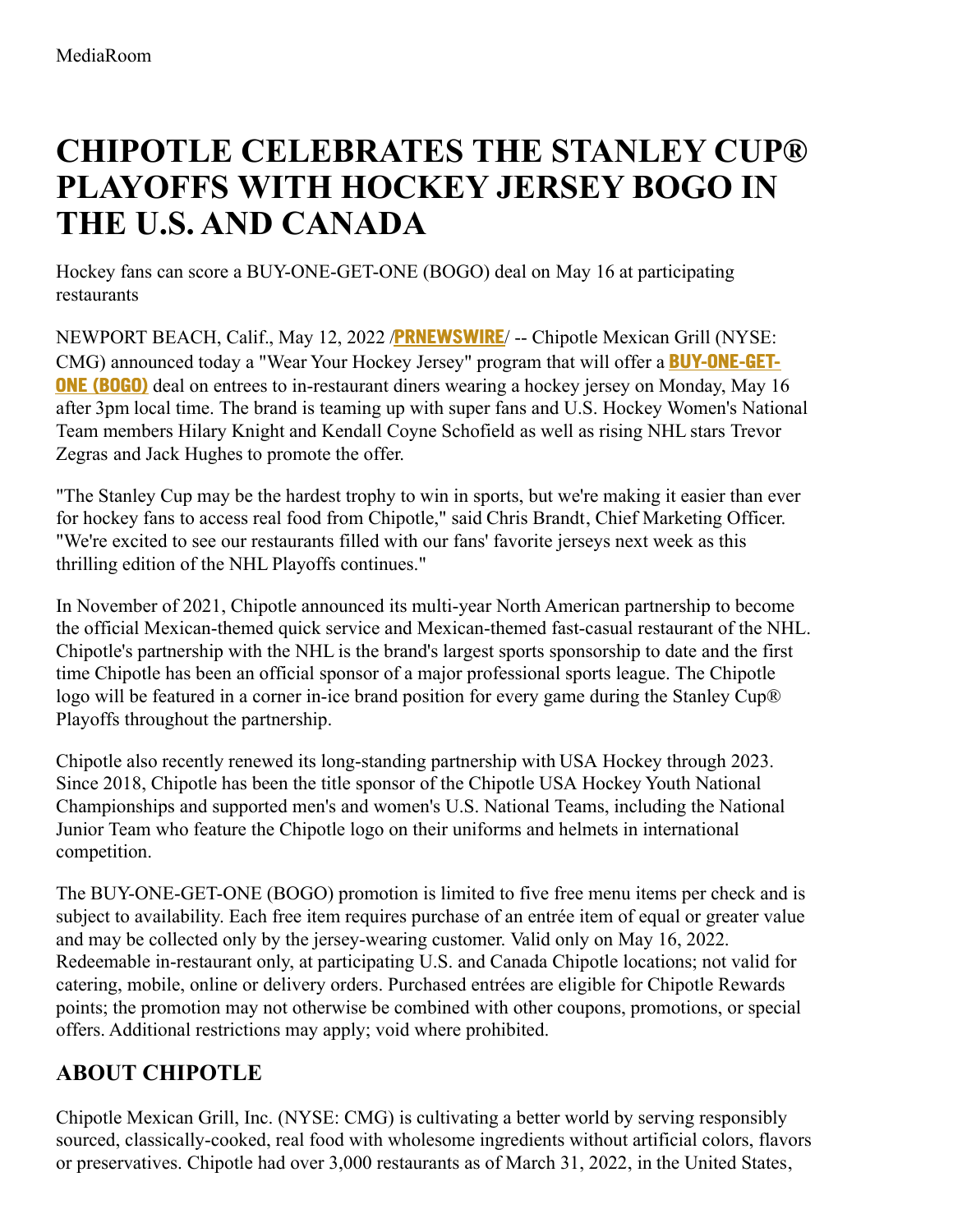MediaRoom

# CHIPOTLE CELEBRATES THE STANLEY CUP® PLAYOFFS WITH HOCKEY JERSEY BOGO IN THE U.S. AND CANADA

Hockey fans can score a BUY-ONE-GET-ONE (BOGO) deal on May 16 at participating restaurants

NEWPORT BEACH, Calif., May 12, 2022 /**PRNEWSWIRE**/ -- Chipotle Mexican Grill (NYSE: CMG) announced today a "Wear Your Hockey Jersey" program that will offer a **BUY-ONE-GET-ONE (BOGO)** deal on entrees to in-restaurant diners wearing a hockey jersey on Monday, May 16 after 3pm local time. The brand is teaming up with super fans and U.S. Hockey Women's National Team members Hilary Knight and Kendall Coyne Schofield as well as rising NHL stars Trevor Zegras and Jack Hughes to promote the offer.

"The Stanley Cup may be the hardest trophy to win in sports, but we're making it easier than ever for hockey fans to access real food from Chipotle," said Chris Brandt, Chief Marketing Officer. "We're excited to see our restaurants filled with our fans' favorite jerseys next week as this thrilling edition of the NHL Playoffs continues."

In November of 2021, Chipotle announced its multi-year North American partnership to become the official Mexican-themed quick service and Mexican-themed fast-casual restaurant of the NHL. Chipotle's partnership with the NHL is the brand's largest sports sponsorship to date and the first time Chipotle has been an official sponsor of a major professional sports league. The Chipotle logo will be featured in a corner in-ice brand position for every game during the Stanley Cup® Playoffs throughout the partnership.

Chipotle also recently renewed its long-standing partnership with USA Hockey through 2023. Since 2018, Chipotle has been the title sponsor of the Chipotle USA Hockey Youth National Championships and supported men's and women's U.S. National Teams, including the National Junior Team who feature the Chipotle logo on their uniforms and helmets in international competition.

The BUY-ONE-GET-ONE (BOGO) promotion is limited to five free menu items per check and is subject to availability. Each free item requires purchase of an entrée item of equal or greater value and may be collected only by the jersey-wearing customer. Valid only on May 16, 2022. Redeemable in-restaurant only, at participating U.S. and Canada Chipotle locations; not valid for catering, mobile, online or delivery orders. Purchased entrées are eligible for Chipotle Rewards points; the promotion may not otherwise be combined with other coupons, promotions, or special offers. Additional restrictions may apply; void where prohibited.

## ABOUT CHIPOTLE

Chipotle Mexican Grill, Inc. (NYSE: CMG) is cultivating a better world by serving responsibly sourced, classically-cooked, real food with wholesome ingredients without artificial colors, flavors or preservatives. Chipotle had over 3,000 restaurants as of March 31, 2022, in the United States,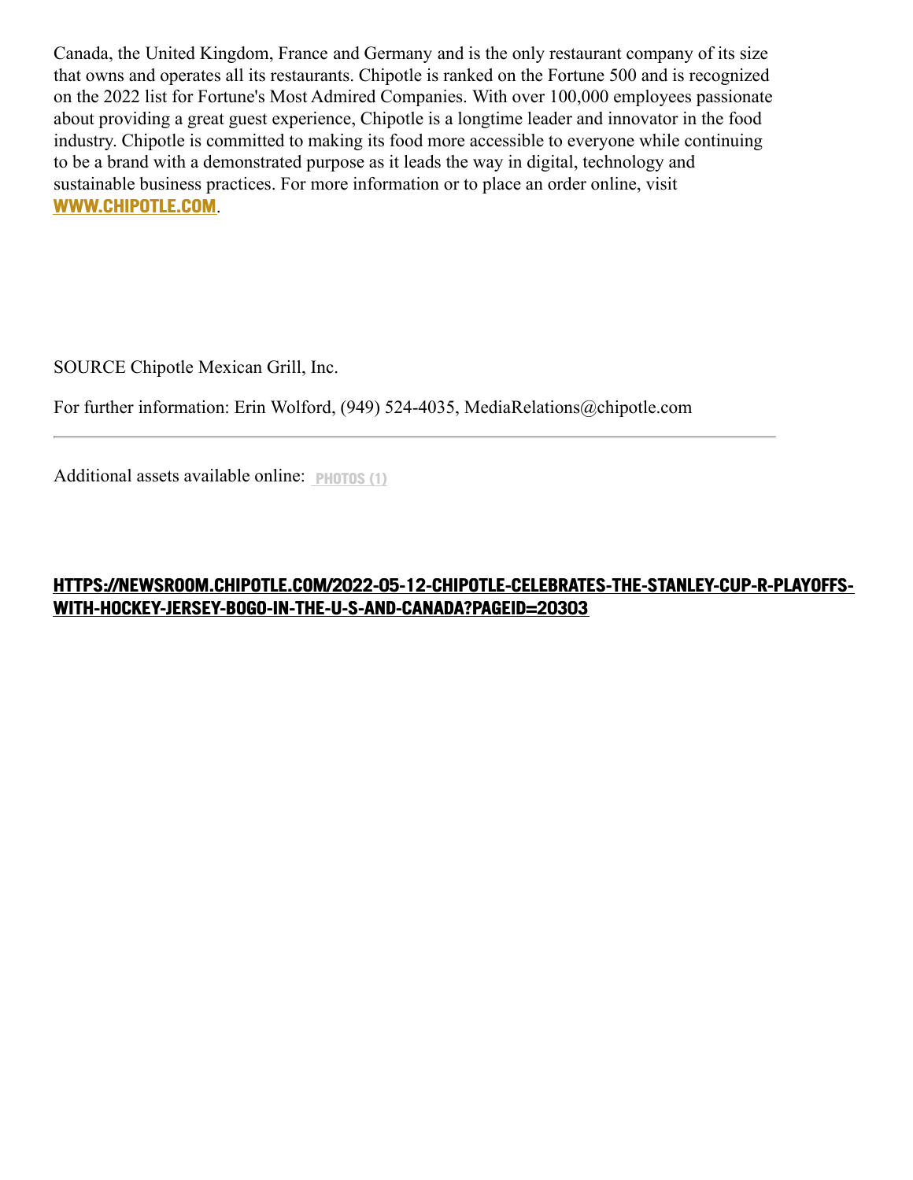Canada, the United Kingdom, France and Germany and is the only restaurant company of its size that owns and operates all its restaurants. Chipotle is ranked on the Fortune 500 and is recognized on the 2022 list for Fortune's Most Admired Companies. With over 100,000 employees passionate about providing a great guest experience, Chipotle is a longtime leader and innovator in the food industry. Chipotle is committed to making its food more accessible to everyone while continuing to be a brand with a demonstrated purpose as it leads the way in digital, technology and sustainable business practices. For more information or to place an order online, visit **WWW.CHIPOTLE.COM**.

SOURCE Chipotle Mexican Grill, Inc.

For further information: Erin Wolford, (949) 524-4035, MediaRelations@chipotle.com

---

Additional assets available online: PHOTOS (1)

**HTTPS://NEWSROOM.CHIPOTLE.COM/2022-05-12-CHIPOTLE-CELEBRATES-THE-STANLEY-CUP-R-PLAYOFFS-WITH-HOCKEY-JERSEY-BOGO-IN-THE-U-S-AND-CANADA?PAGEID=20303**